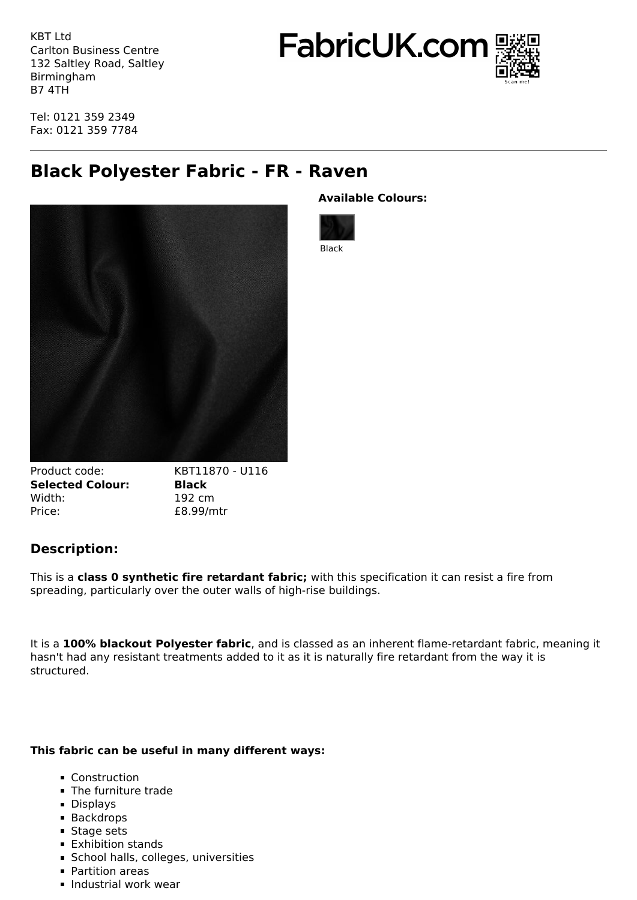KBT Ltd
Carlton Business Centre
132 Saltley Road, Saltley
Birmingham
B7 4TH

Tel: 0121 359 2349
Fax: 0121 359 7784

FabricUK.com

# Black Polyester Fabric - FR - Raven

**Available Colours:**

Black

| | |
|---|---|
| Product code: | KBT11870 - U116 |
| **Selected Colour:** | **Black** |
| Width: | 192 cm |
| Price: | £8.99/mtr |

## Description:

This is a **class 0 synthetic fire retardant fabric;** with this specification it can resist a fire from spreading, particularly over the outer walls of high-rise buildings.

It is a **100% blackout Polyester fabric**, and is classed as an inherent flame-retardant fabric, meaning it hasn't had any resistant treatments added to it as it is naturally fire retardant from the way it is structured.

**This fabric can be useful in many different ways:**

- Construction
- The furniture trade
- Displays
- Backdrops
- Stage sets
- Exhibition stands
- School halls, colleges, universities
- Partition areas
- Industrial work wear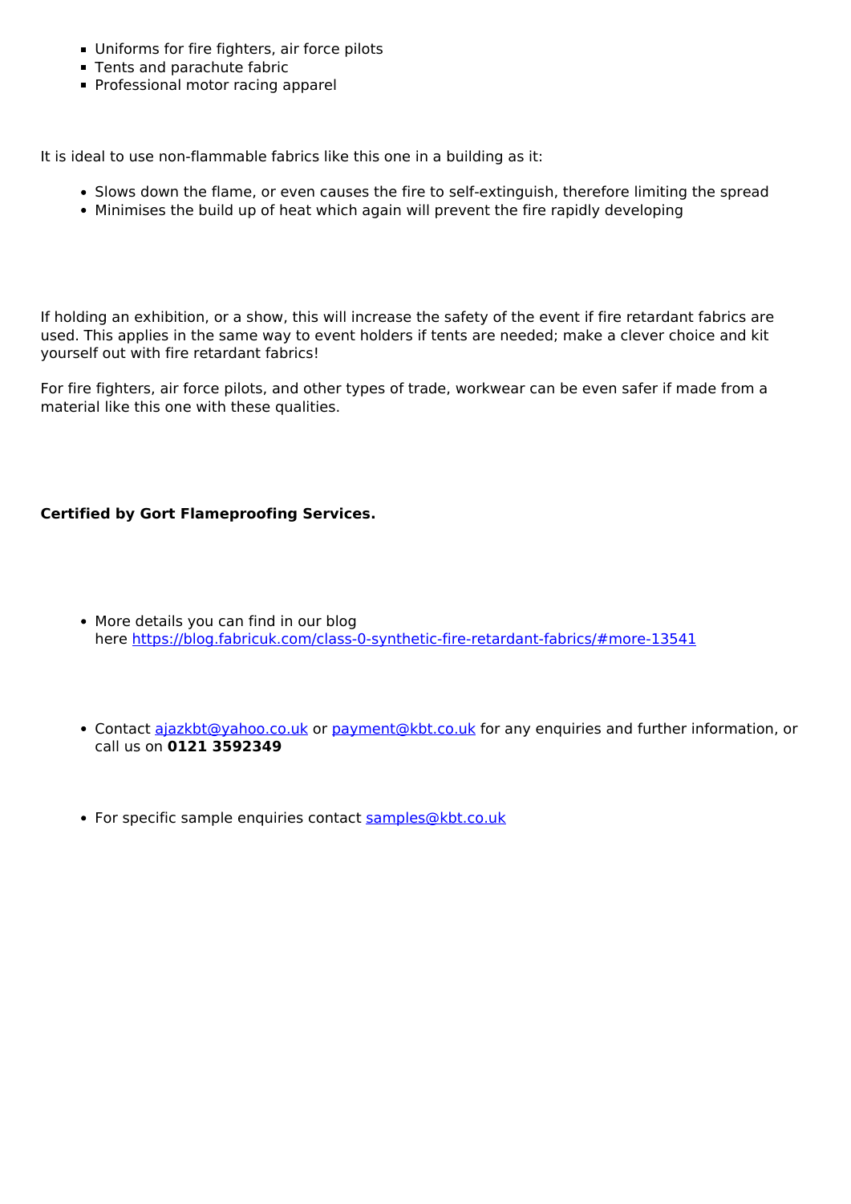- Uniforms for fire fighters, air force pilots
- Tents and parachute fabric
- Professional motor racing apparel

It is ideal to use non-flammable fabrics like this one in a building as it:

- Slows down the flame, or even causes the fire to self-extinguish, therefore limiting the spread
- Minimises the build up of heat which again will prevent the fire rapidly developing

If holding an exhibition, or a show, this will increase the safety of the event if fire retardant fabrics are used. This applies in the same way to event holders if tents are needed; make a clever choice and kit yourself out with fire retardant fabrics!

For fire fighters, air force pilots, and other types of trade, workwear can be even safer if made from a material like this one with these qualities.

**Certified by Gort Flameproofing Services.**

- More details you can find in our blog here [https://blog.fabricuk.com/class-0-synthetic-fire-retardant-fabrics/#more-13541](https://blog.fabricuk.com/class-0-synthetic-fire-retardant-fabrics/#more-13541)

- Contact [ajazkbt@yahoo.co.uk](mailto:ajazkbt@yahoo.co.uk) or [payment@kbt.co.uk](mailto:payment@kbt.co.uk) for any enquiries and further information, or call us on **0121 3592349**

- For specific sample enquiries contact [samples@kbt.co.uk](mailto:samples@kbt.co.uk)